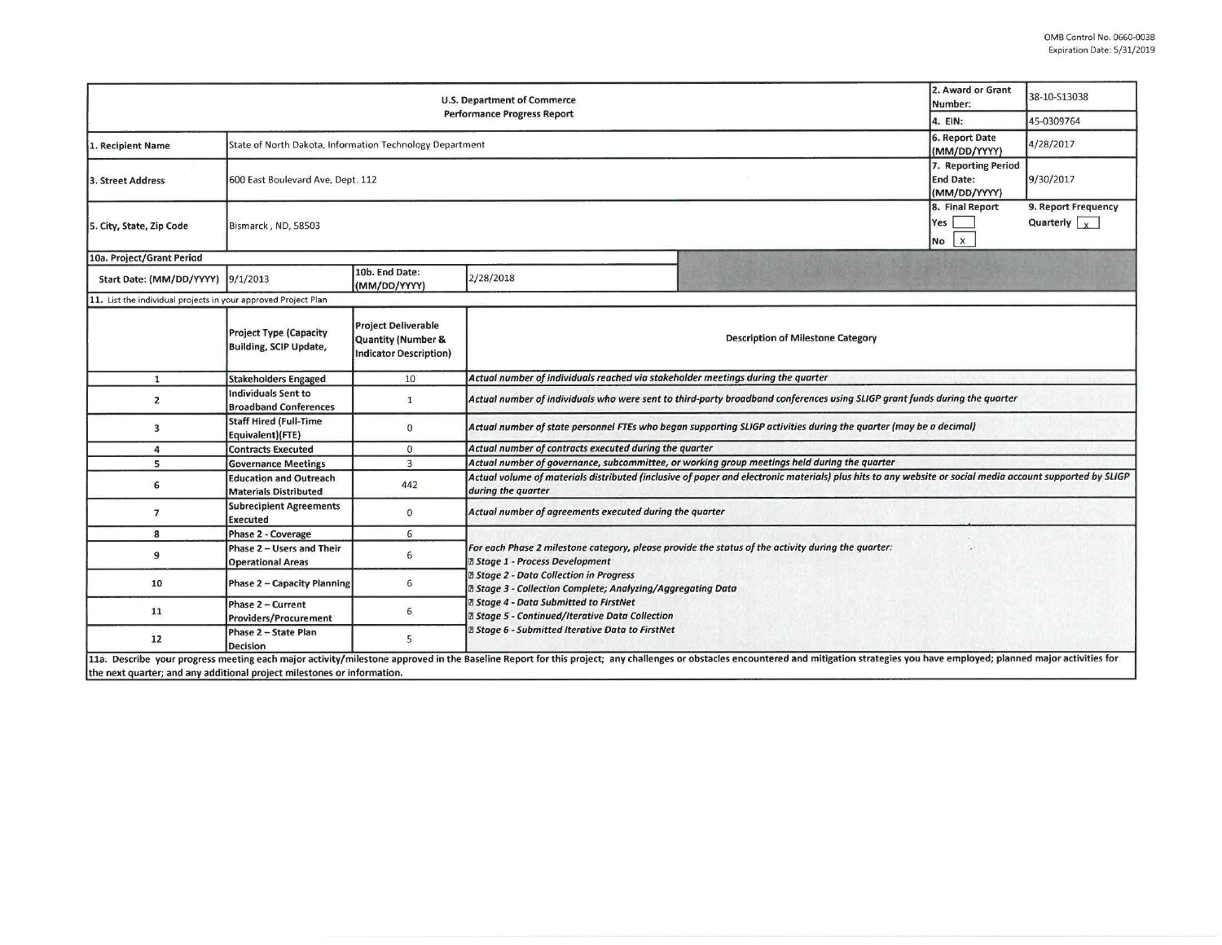OMB Control No. 0660-0038
Expiration Date: 5/31/2019

| U.S. Department of Commerce<br>Performance Progress Report | | | | 2. Award or Grant Number: | 38-10-S13038 |
|---|---|---|---|---|---|
| | | | | 4. EIN: | 45-0309764 |
| 1. Recipient Name | State of North Dakota, Information Technology Department | | | 6. Report Date (MM/DD/YYYY) | 4/28/2017 |
| 3. Street Address | 600 East Boulevard Ave, Dept. 112 | | | 7. Reporting Period End Date: (MM/DD/YYYY) | 9/30/2017 |
| 5. City, State, Zip Code | Bismarck , ND, 58503 | | | 8. Final Report<br>Yes [ ]<br>No [x] | 9. Report Frequency<br>Quarterly [x] |
| 10a. Project/Grant Period | | | | | |
| Start Date: (MM/DD/YYYY) | 9/1/2013 | 10b. End Date: (MM/DD/YYYY) | 2/28/2018 | | |

| 11. List the individual projects in your approved Project Plan | | | |
|---|---|---|---|
| | Project Type (Capacity Building, SCIP Update, | Project Deliverable Quantity (Number & Indicator Description) | Description of Milestone Category |
| 1 | Stakeholders Engaged | 10 | *Actual number of individuals reached via stakeholder meetings during the quarter* |
| 2 | Individuals Sent to Broadband Conferences | 1 | *Actual number of individuals who were sent to third-party broadband conferences using SLIGP grant funds during the quarter* |
| 3 | Staff Hired (Full-Time Equivalent)(FTE) | 0 | *Actual number of state personnel FTEs who began supporting SLIGP activities during the quarter (may be a decimal)* |
| 4 | Contracts Executed | 0 | *Actual number of contracts executed during the quarter* |
| 5 | Governance Meetings | 3 | *Actual number of governance, subcommittee, or working group meetings held during the quarter* |
| 6 | Education and Outreach Materials Distributed | 442 | *Actual volume of materials distributed (inclusive of paper and electronic materials) plus hits to any website or social media account supported by SLIGP during the quarter* |
| 7 | Subrecipient Agreements Executed | 0 | *Actual number of agreements executed during the quarter* |
| 8 | Phase 2 - Coverage | 6 | *For each Phase 2 milestone category, please provide the status of the activity during the quarter:*<br>*Stage 1 - Process Development*<br>*Stage 2 - Data Collection in Progress*<br>*Stage 3 - Collection Complete; Analyzing/Aggregating Data*<br>*Stage 4 - Data Submitted to FirstNet*<br>*Stage 5 - Continued/Iterative Data Collection*<br>*Stage 6 - Submitted Iterative Data to FirstNet* |
| 9 | Phase 2 – Users and Their Operational Areas | 6 | |
| 10 | Phase 2 – Capacity Planning | 6 | |
| 11 | Phase 2 – Current Providers/Procurement | 6 | |
| 12 | Phase 2 – State Plan Decision | 5 | |

11a. Describe your progress meeting each major activity/milestone approved in the Baseline Report for this project; any challenges or obstacles encountered and mitigation strategies you have employed; planned major activities for the next quarter; and any additional project milestones or information.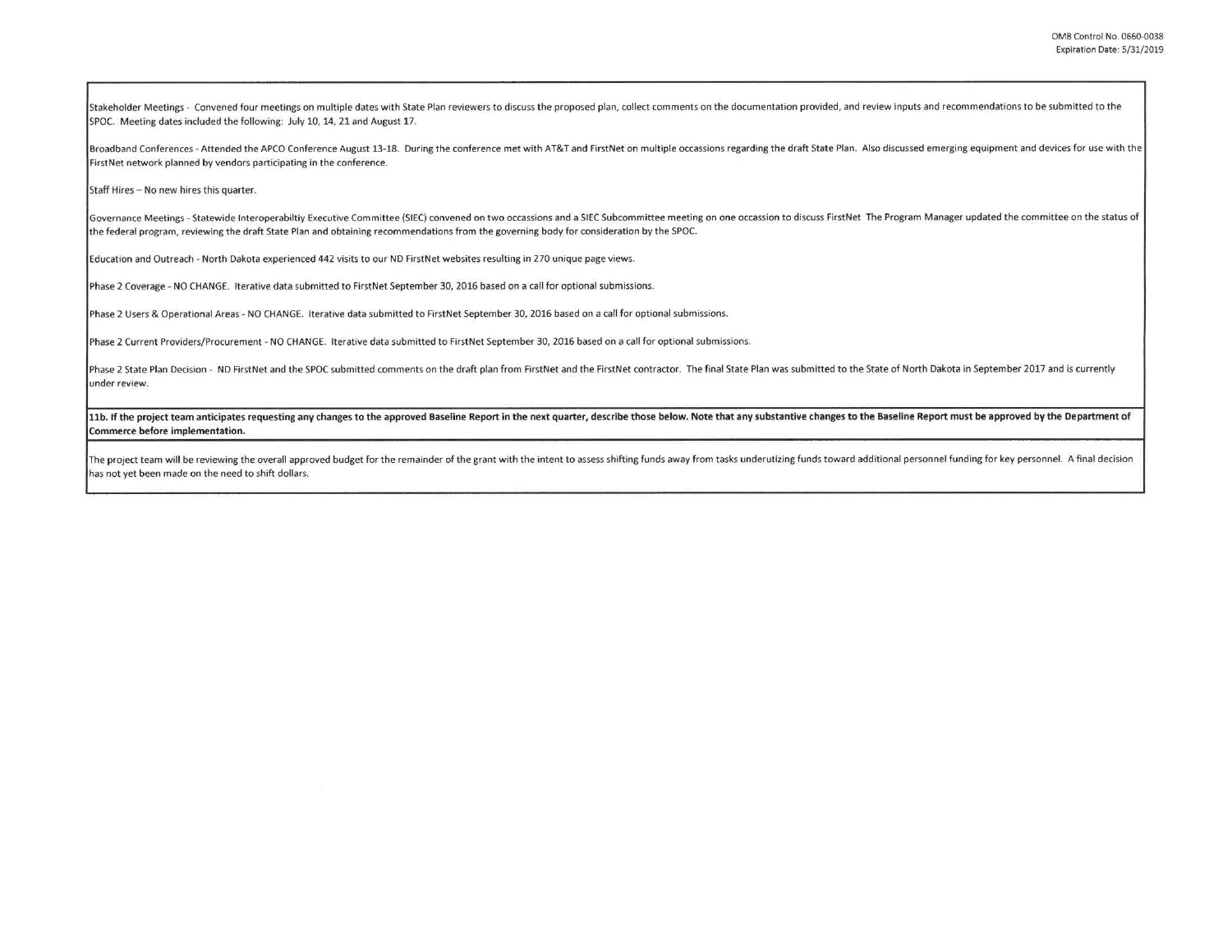Stakeholder Meetings - Convened four meetings on multiple dates with State Plan reviewers to discuss the proposed plan, collect comments on the documentation provided, and review inputs and recommendations to be submitted to the SPOC. Meeting dates included the following: July 10, 14, 21 and August 17.

Broadband Conferences - Attended the APCO Conference August 13-18. During the conference met with AT&T and FirstNet on multiple occassions regarding the draft State Plan. Also discussed emerging equipment and devices for use with the FirstNet network planned by vendors participating in the conference.

Staff Hires – No new hires this quarter.

Governance Meetings - Statewide Interoperabiltiy Executive Committee (SIEC) convened on two occassions and a SIEC Subcommittee meeting on one occassion to discuss FirstNet The Program Manager updated the committee on the status of the federal program, reviewing the draft State Plan and obtaining recommendations from the governing body for consideration by the SPOC.

Education and Outreach - North Dakota experienced 442 visits to our ND FirstNet websites resulting in 270 unique page views.

Phase 2 Coverage - NO CHANGE. Iterative data submitted to FirstNet September 30, 2016 based on a call for optional submissions.

Phase 2 Users & Operational Areas - NO CHANGE. Iterative data submitted to FirstNet September 30, 2016 based on a call for optional submissions.

Phase 2 Current Providers/Procurement - NO CHANGE. Iterative data submitted to FirstNet September 30, 2016 based on a call for optional submissions.

Phase 2 State Plan Decision - ND FirstNet and the SPOC submitted comments on the draft plan from FirstNet and the FirstNet contractor. The final State Plan was submitted to the State of North Dakota in September 2017 and is currently under review.

**11b. If the project team anticipates requesting any changes to the approved Baseline Report in the next quarter, describe those below. Note that any substantive changes to the Baseline Report must be approved by the Department of Commerce before implementation.**

The project team will be reviewing the overall approved budget for the remainder of the grant with the intent to assess shifting funds away from tasks underutizing funds toward additional personnel funding for key personnel. A final decision has not yet been made on the need to shift dollars.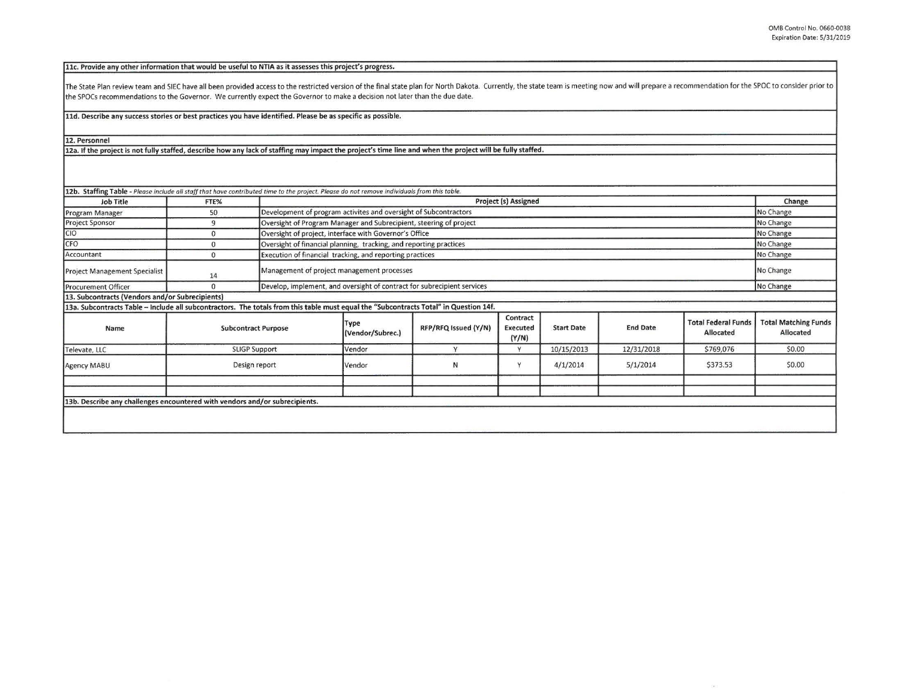**11c. Provide any other information that would be useful to NTIA as it assesses this project's progress.**

The State Plan review team and SIEC have all been provided access to the restricted version of the final state plan for North Dakota. Currently, the state team is meeting now and will prepare a recommendation for the SPOC to consider prior to the SPOCs recommendations to the Governor. We currently expect the Governor to make a decision not later than the due date.

**11d. Describe any success stories or best practices you have identified. Please be as specific as possible.**

**12. Personnel**

**12a. If the project is not fully staffed, describe how any lack of staffing may impact the project's time line and when the project will be fully staffed.**

**12b. Staffing Table** - *Please include all staff that have contributed time to the project. Please do not remove individuals from this table.*

| Job Title | FTE% | Project (s) Assigned | Change |
|---|---|---|---|
| Program Manager | 50 | Development of program activites and oversight of Subcontractors | No Change |
| Project Sponsor | 9 | Oversight of Program Manager and Subrecipient, steering of project | No Change |
| CIO | 0 | Oversight of project, interface with Governor's Office | No Change |
| CFO | 0 | Oversight of financial planning, tracking, and reporting practices | No Change |
| Accountant | 0 | Execution of financial tracking, and reporting practices | No Change |
| Project Management Specialist | 14 | Management of project management processes | No Change |
| Procurement Officer | 0 | Develop, implement, and oversight of contract for subrecipient services | No Change |

**13. Subcontracts (Vendors and/or Subrecipients)**

**13a. Subcontracts Table – Include all subcontractors. The totals from this table must equal the "Subcontracts Total" in Question 14f.**

| Name | Subcontract Purpose | Type (Vendor/Subrec.) | RFP/RFQ Issued (Y/N) | Contract Executed (Y/N) | Start Date | End Date | Total Federal Funds Allocated | Total Matching Funds Allocated |
|---|---|---|---|---|---|---|---|---|
| Televate, LLC | SLIGP Support | Vendor | Y | Y | 10/15/2013 | 12/31/2018 | $769,076 | $0.00 |
| Agency MABU | Design report | Vendor | N | Y | 4/1/2014 | 5/1/2014 | $373.53 | $0.00 |
| | | | | | | | | |
| | | | | | | | | |

**13b. Describe any challenges encountered with vendors and/or subrecipients.**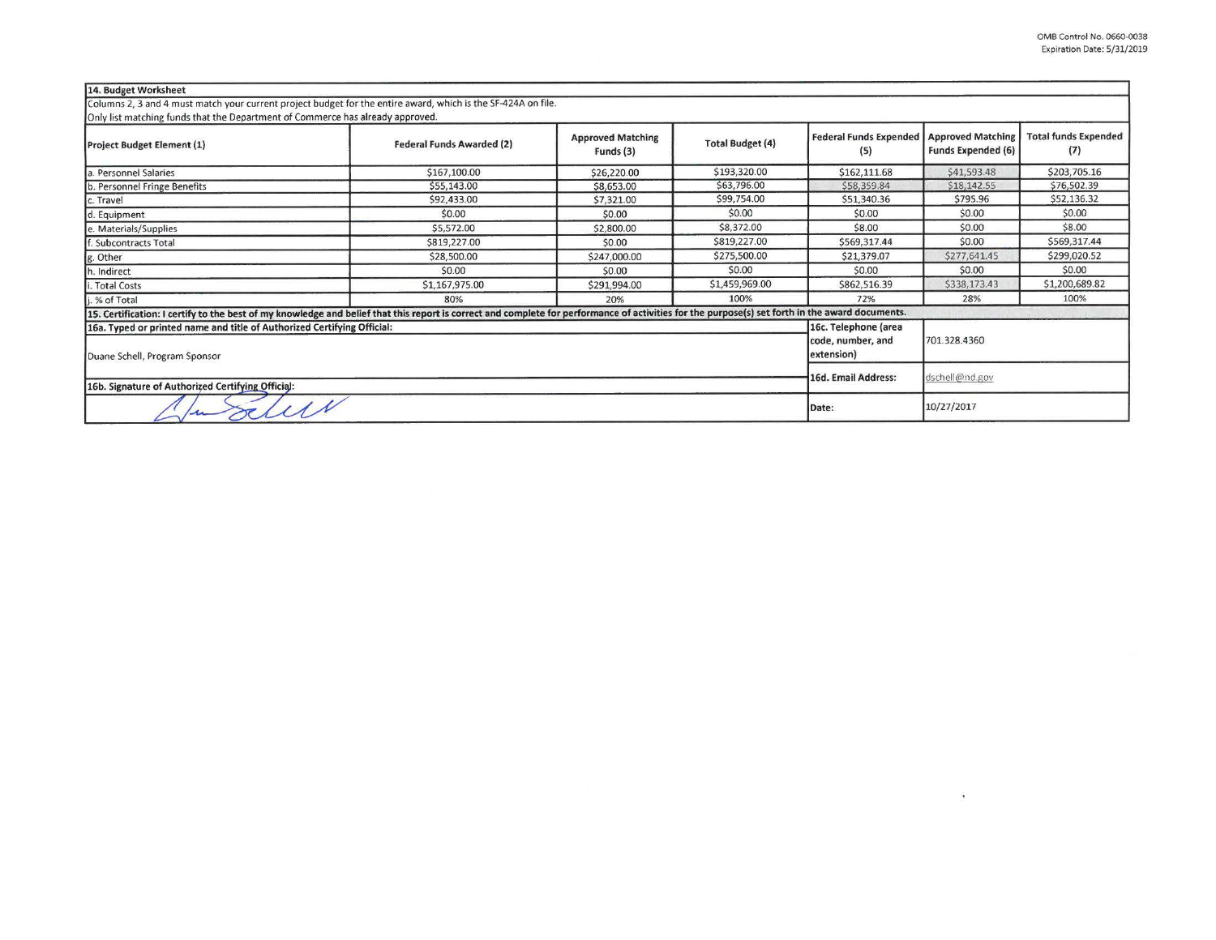OMB Control No. 0660-0038
Expiration Date: 5/31/2019

| 14. Budget Worksheet | | | | | | |
|---|---|---|---|---|---|---|
| Columns 2, 3 and 4 must match your current project budget for the entire award, which is the SF-424A on file.<br>Only list matching funds that the Department of Commerce has already approved. | | | | | | |
| Project Budget Element (1) | Federal Funds Awarded (2) | Approved Matching Funds (3) | Total Budget (4) | Federal Funds Expended (5) | Approved Matching Funds Expended (6) | Total funds Expended (7) |
| a. Personnel Salaries | $167,100.00 | $26,220.00 | $193,320.00 | $162,111.68 | $41,593.48 | $203,705.16 |
| b. Personnel Fringe Benefits | $55,143.00 | $8,653.00 | $63,796.00 | $58,359.84 | $18,142.55 | $76,502.39 |
| c. Travel | $92,433.00 | $7,321.00 | $99,754.00 | $51,340.36 | $795.96 | $52,136.32 |
| d. Equipment | $0.00 | $0.00 | $0.00 | $0.00 | $0.00 | $0.00 |
| e. Materials/Supplies | $5,572.00 | $2,800.00 | $8,372.00 | $8.00 | $0.00 | $8.00 |
| f. Subcontracts Total | $819,227.00 | $0.00 | $819,227.00 | $569,317.44 | $0.00 | $569,317.44 |
| g. Other | $28,500.00 | $247,000.00 | $275,500.00 | $21,379.07 | $277,641.45 | $299,020.52 |
| h. Indirect | $0.00 | $0.00 | $0.00 | $0.00 | $0.00 | $0.00 |
| i. Total Costs | $1,167,975.00 | $291,994.00 | $1,459,969.00 | $862,516.39 | $338,173.43 | $1,200,689.82 |
| j. % of Total | 80% | 20% | 100% | 72% | 28% | 100% |

**15. Certification: I certify to the best of my knowledge and belief that this report is correct and complete for performance of activities for the purpose(s) set forth in the award documents.**

| | | |
|---|---|---|
| **16a. Typed or printed name and title of Authorized Certifying Official:**<br>Duane Schell, Program Sponsor | **16c. Telephone (area code, number, and extension)** | 701.328.4360 |
| **16b. Signature of Authorized Certifying Official:** | **16d. Email Address:** | dschell@nd.gov |
| | **Date:** | 10/27/2017 |